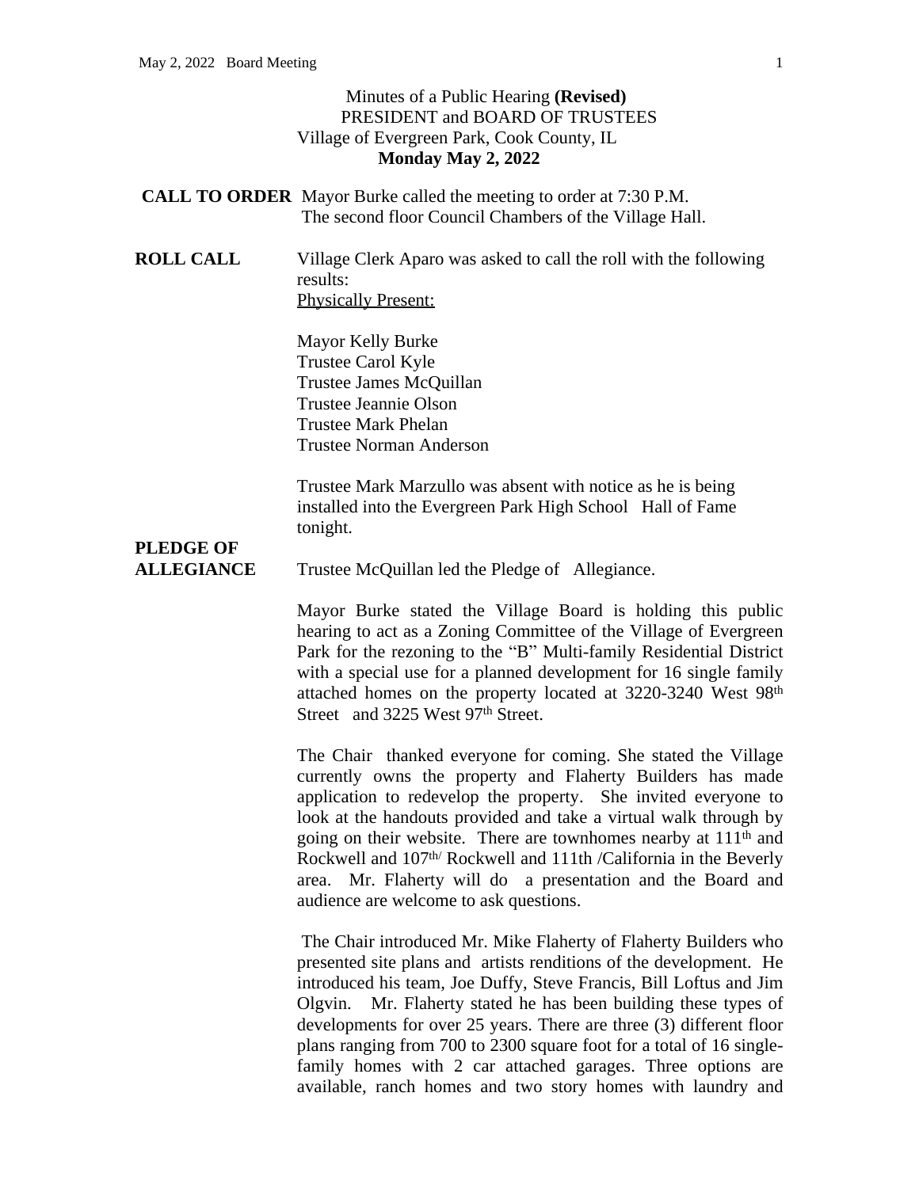Minutes of a Public Hearing **(Revised)**
PRESIDENT and BOARD OF TRUSTEES
Village of Evergreen Park, Cook County, IL
**Monday May 2, 2022**

**CALL TO ORDER** Mayor Burke called the meeting to order at 7:30 P.M. The second floor Council Chambers of the Village Hall.

**ROLL CALL** Village Clerk Aparo was asked to call the roll with the following results:

Physically Present:

Mayor Kelly Burke
Trustee Carol Kyle
Trustee James McQuillan
Trustee Jeannie Olson
Trustee Mark Phelan
Trustee Norman Anderson

Trustee Mark Marzullo was absent with notice as he is being installed into the Evergreen Park High School Hall of Fame tonight.

**PLEDGE OF ALLEGIANCE** Trustee McQuillan led the Pledge of Allegiance.

Mayor Burke stated the Village Board is holding this public hearing to act as a Zoning Committee of the Village of Evergreen Park for the rezoning to the "B" Multi-family Residential District with a special use for a planned development for 16 single family attached homes on the property located at 3220-3240 West 98th Street and 3225 West 97th Street.

The Chair thanked everyone for coming. She stated the Village currently owns the property and Flaherty Builders has made application to redevelop the property. She invited everyone to look at the handouts provided and take a virtual walk through by going on their website. There are townhomes nearby at 111th and Rockwell and 107th/ Rockwell and 111th /California in the Beverly area. Mr. Flaherty will do a presentation and the Board and audience are welcome to ask questions.

The Chair introduced Mr. Mike Flaherty of Flaherty Builders who presented site plans and artists renditions of the development. He introduced his team, Joe Duffy, Steve Francis, Bill Loftus and Jim Olgvin. Mr. Flaherty stated he has been building these types of developments for over 25 years. There are three (3) different floor plans ranging from 700 to 2300 square foot for a total of 16 single-family homes with 2 car attached garages. Three options are available, ranch homes and two story homes with laundry and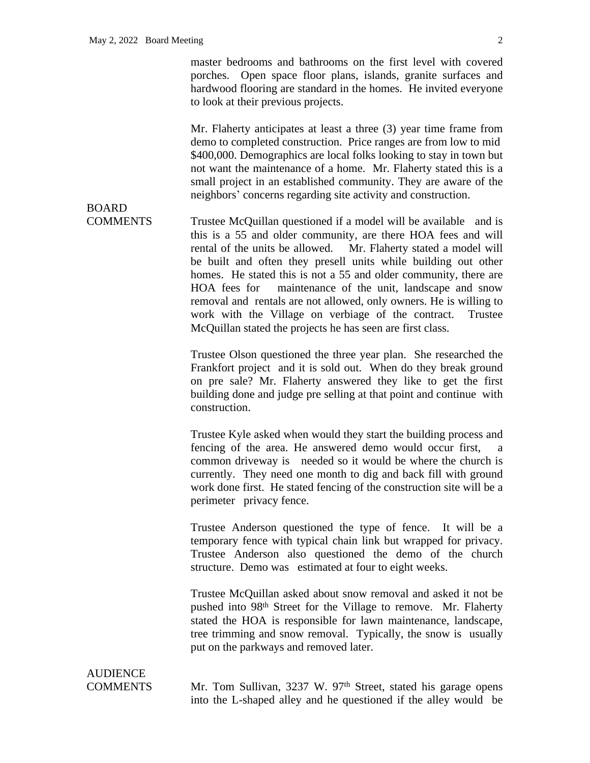master bedrooms and bathrooms on the first level with covered porches. Open space floor plans, islands, granite surfaces and hardwood flooring are standard in the homes. He invited everyone to look at their previous projects.

Mr. Flaherty anticipates at least a three (3) year time frame from demo to completed construction. Price ranges are from low to mid $400,000. Demographics are local folks looking to stay in town but not want the maintenance of a home. Mr. Flaherty stated this is a small project in an established community. They are aware of the neighbors' concerns regarding site activity and construction.

**BOARD COMMENTS**

Trustee McQuillan questioned if a model will be available and is this is a 55 and older community, are there HOA fees and will rental of the units be allowed. Mr. Flaherty stated a model will be built and often they presell units while building out other homes. He stated this is not a 55 and older community, there are HOA fees for maintenance of the unit, landscape and snow removal and rentals are not allowed, only owners. He is willing to work with the Village on verbiage of the contract. Trustee McQuillan stated the projects he has seen are first class.

Trustee Olson questioned the three year plan. She researched the Frankfort project and it is sold out. When do they break ground on pre sale? Mr. Flaherty answered they like to get the first building done and judge pre selling at that point and continue with construction.

Trustee Kyle asked when would they start the building process and fencing of the area. He answered demo would occur first, a common driveway is needed so it would be where the church is currently. They need one month to dig and back fill with ground work done first. He stated fencing of the construction site will be a perimeter privacy fence.

Trustee Anderson questioned the type of fence. It will be a temporary fence with typical chain link but wrapped for privacy. Trustee Anderson also questioned the demo of the church structure. Demo was estimated at four to eight weeks.

Trustee McQuillan asked about snow removal and asked it not be pushed into 98th Street for the Village to remove. Mr. Flaherty stated the HOA is responsible for lawn maintenance, landscape, tree trimming and snow removal. Typically, the snow is usually put on the parkways and removed later.

**AUDIENCE COMMENTS**

Mr. Tom Sullivan, 3237 W. 97th Street, stated his garage opens into the L-shaped alley and he questioned if the alley would be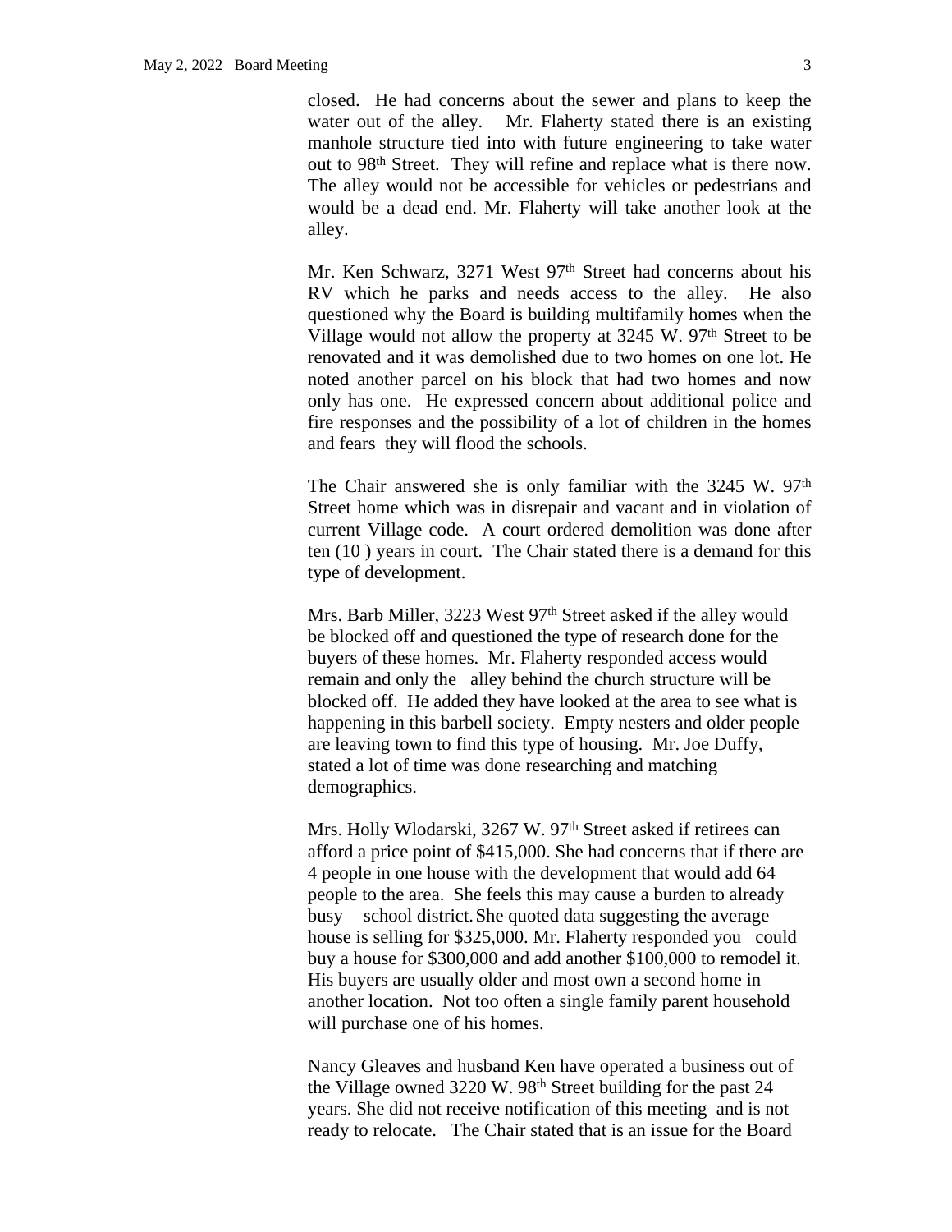closed. He had concerns about the sewer and plans to keep the water out of the alley. Mr. Flaherty stated there is an existing manhole structure tied into with future engineering to take water out to 98th Street. They will refine and replace what is there now. The alley would not be accessible for vehicles or pedestrians and would be a dead end. Mr. Flaherty will take another look at the alley.

Mr. Ken Schwarz, 3271 West 97th Street had concerns about his RV which he parks and needs access to the alley. He also questioned why the Board is building multifamily homes when the Village would not allow the property at 3245 W. 97th Street to be renovated and it was demolished due to two homes on one lot. He noted another parcel on his block that had two homes and now only has one. He expressed concern about additional police and fire responses and the possibility of a lot of children in the homes and fears they will flood the schools.

The Chair answered she is only familiar with the 3245 W. 97th Street home which was in disrepair and vacant and in violation of current Village code. A court ordered demolition was done after ten (10 ) years in court. The Chair stated there is a demand for this type of development.

Mrs. Barb Miller, 3223 West 97th Street asked if the alley would be blocked off and questioned the type of research done for the buyers of these homes. Mr. Flaherty responded access would remain and only the alley behind the church structure will be blocked off. He added they have looked at the area to see what is happening in this barbell society. Empty nesters and older people are leaving town to find this type of housing. Mr. Joe Duffy, stated a lot of time was done researching and matching demographics.

Mrs. Holly Wlodarski, 3267 W. 97th Street asked if retirees can afford a price point of $415,000. She had concerns that if there are 4 people in one house with the development that would add 64 people to the area. She feels this may cause a burden to already busy school district. She quoted data suggesting the average house is selling for $325,000. Mr. Flaherty responded you could buy a house for $300,000 and add another $100,000 to remodel it. His buyers are usually older and most own a second home in another location. Not too often a single family parent household will purchase one of his homes.

Nancy Gleaves and husband Ken have operated a business out of the Village owned 3220 W. 98th Street building for the past 24 years. She did not receive notification of this meeting and is not ready to relocate. The Chair stated that is an issue for the Board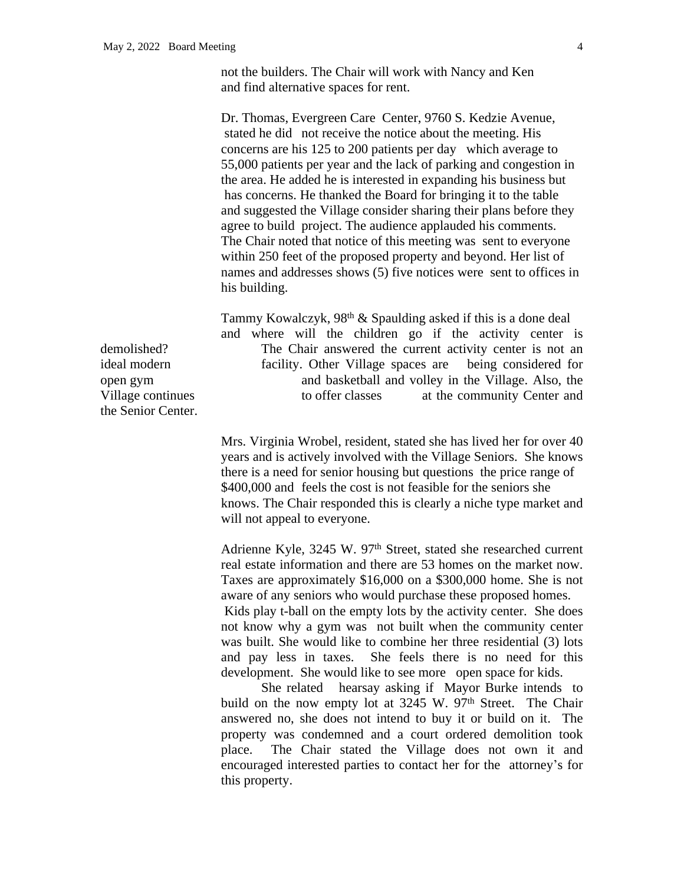not the builders. The Chair will work with Nancy and Ken and find alternative spaces for rent.

Dr. Thomas, Evergreen Care Center, 9760 S. Kedzie Avenue, stated he did not receive the notice about the meeting. His concerns are his 125 to 200 patients per day which average to 55,000 patients per year and the lack of parking and congestion in the area. He added he is interested in expanding his business but has concerns. He thanked the Board for bringing it to the table and suggested the Village consider sharing their plans before they agree to build project. The audience applauded his comments. The Chair noted that notice of this meeting was sent to everyone within 250 feet of the proposed property and beyond. Her list of names and addresses shows (5) five notices were sent to offices in his building.

Tammy Kowalczyk, 98th & Spaulding asked if this is a done deal and where will the children go if the activity center is demolished? The Chair answered the current activity center is not an ideal modern facility. Other Village spaces are being considered for open gym and basketball and volley in the Village. Also, the Village continues to offer classes at the community Center and the Senior Center.

Mrs. Virginia Wrobel, resident, stated she has lived her for over 40 years and is actively involved with the Village Seniors. She knows there is a need for senior housing but questions the price range of $400,000 and feels the cost is not feasible for the seniors she knows. The Chair responded this is clearly a niche type market and will not appeal to everyone.

Adrienne Kyle, 3245 W. 97th Street, stated she researched current real estate information and there are 53 homes on the market now. Taxes are approximately $16,000 on a $300,000 home. She is not aware of any seniors who would purchase these proposed homes. Kids play t-ball on the empty lots by the activity center. She does not know why a gym was not built when the community center was built. She would like to combine her three residential (3) lots and pay less in taxes. She feels there is no need for this development. She would like to see more open space for kids.

She related hearsay asking if Mayor Burke intends to build on the now empty lot at 3245 W. 97th Street. The Chair answered no, she does not intend to buy it or build on it. The property was condemned and a court ordered demolition took place. The Chair stated the Village does not own it and encouraged interested parties to contact her for the attorney's for this property.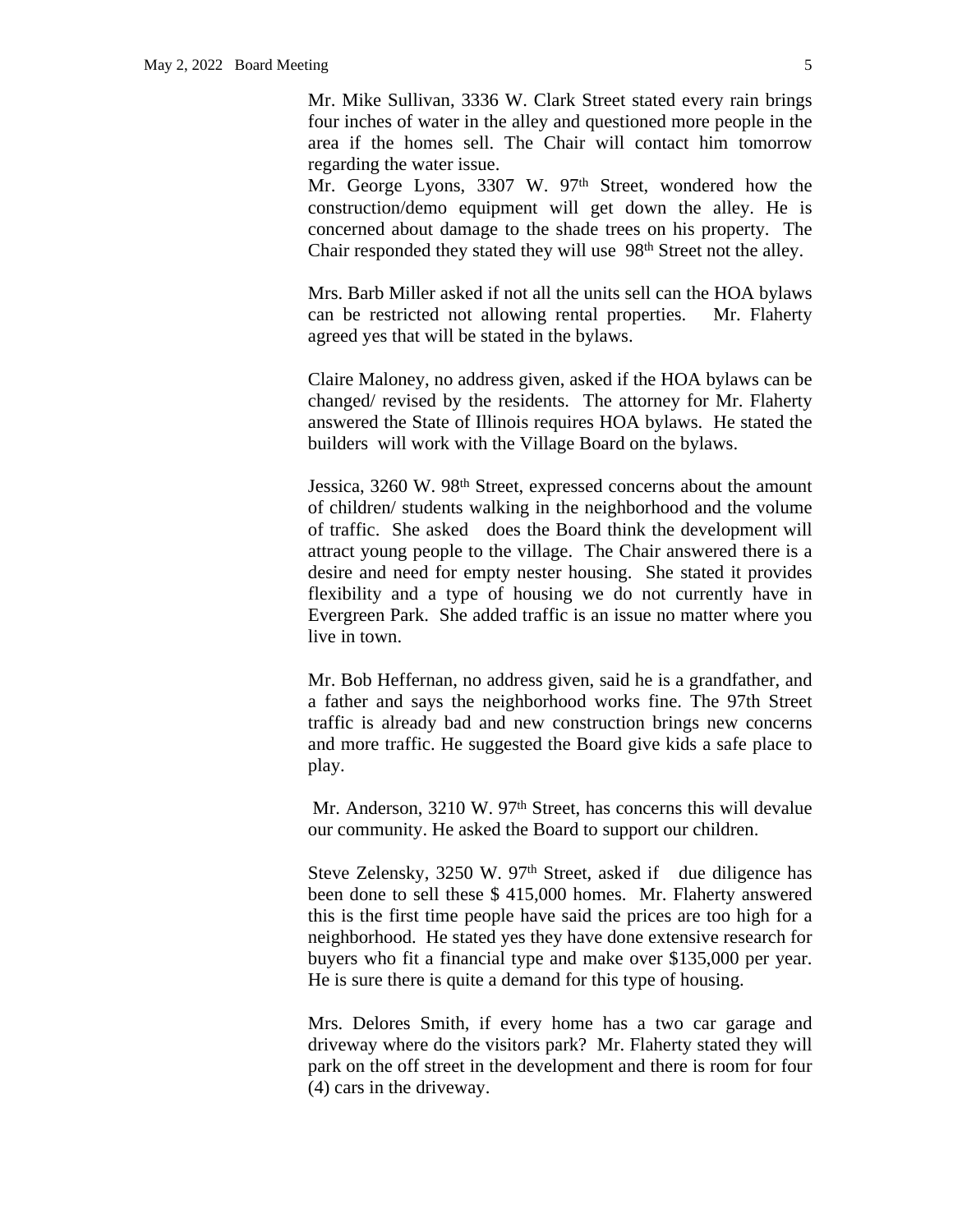Mr. Mike Sullivan, 3336 W. Clark Street stated every rain brings four inches of water in the alley and questioned more people in the area if the homes sell. The Chair will contact him tomorrow regarding the water issue.

Mr. George Lyons, 3307 W. 97th Street, wondered how the construction/demo equipment will get down the alley. He is concerned about damage to the shade trees on his property. The Chair responded they stated they will use 98th Street not the alley.

Mrs. Barb Miller asked if not all the units sell can the HOA bylaws can be restricted not allowing rental properties. Mr. Flaherty agreed yes that will be stated in the bylaws.

Claire Maloney, no address given, asked if the HOA bylaws can be changed/ revised by the residents. The attorney for Mr. Flaherty answered the State of Illinois requires HOA bylaws. He stated the builders will work with the Village Board on the bylaws.

Jessica, 3260 W. 98th Street, expressed concerns about the amount of children/ students walking in the neighborhood and the volume of traffic. She asked does the Board think the development will attract young people to the village. The Chair answered there is a desire and need for empty nester housing. She stated it provides flexibility and a type of housing we do not currently have in Evergreen Park. She added traffic is an issue no matter where you live in town.

Mr. Bob Heffernan, no address given, said he is a grandfather, and a father and says the neighborhood works fine. The 97th Street traffic is already bad and new construction brings new concerns and more traffic. He suggested the Board give kids a safe place to play.

Mr. Anderson, 3210 W. 97th Street, has concerns this will devalue our community. He asked the Board to support our children.

Steve Zelensky, 3250 W. 97th Street, asked if due diligence has been done to sell these $ 415,000 homes. Mr. Flaherty answered this is the first time people have said the prices are too high for a neighborhood. He stated yes they have done extensive research for buyers who fit a financial type and make over $135,000 per year. He is sure there is quite a demand for this type of housing.

Mrs. Delores Smith, if every home has a two car garage and driveway where do the visitors park? Mr. Flaherty stated they will park on the off street in the development and there is room for four (4) cars in the driveway.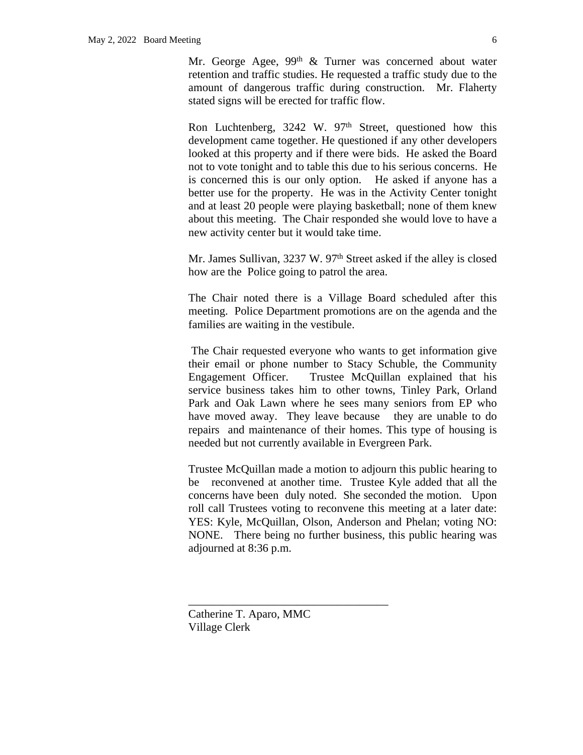Mr. George Agee, 99th & Turner was concerned about water retention and traffic studies. He requested a traffic study due to the amount of dangerous traffic during construction. Mr. Flaherty stated signs will be erected for traffic flow.

Ron Luchtenberg, 3242 W. 97th Street, questioned how this development came together. He questioned if any other developers looked at this property and if there were bids. He asked the Board not to vote tonight and to table this due to his serious concerns. He is concerned this is our only option. He asked if anyone has a better use for the property. He was in the Activity Center tonight and at least 20 people were playing basketball; none of them knew about this meeting. The Chair responded she would love to have a new activity center but it would take time.

Mr. James Sullivan, 3237 W. 97th Street asked if the alley is closed how are the Police going to patrol the area.

The Chair noted there is a Village Board scheduled after this meeting. Police Department promotions are on the agenda and the families are waiting in the vestibule.

The Chair requested everyone who wants to get information give their email or phone number to Stacy Schuble, the Community Engagement Officer. Trustee McQuillan explained that his service business takes him to other towns, Tinley Park, Orland Park and Oak Lawn where he sees many seniors from EP who have moved away. They leave because they are unable to do repairs and maintenance of their homes. This type of housing is needed but not currently available in Evergreen Park.

Trustee McQuillan made a motion to adjourn this public hearing to be reconvened at another time. Trustee Kyle added that all the concerns have been duly noted. She seconded the motion. Upon roll call Trustees voting to reconvene this meeting at a later date: YES: Kyle, McQuillan, Olson, Anderson and Phelan; voting NO: NONE. There being no further business, this public hearing was adjourned at 8:36 p.m.

\_\_\_\_\_\_\_\_\_\_\_\_\_\_\_\_\_\_\_\_\_\_\_\_\_\_\_\_\_\_\_\_\_\_\_

Catherine T. Aparo, MMC
Village Clerk